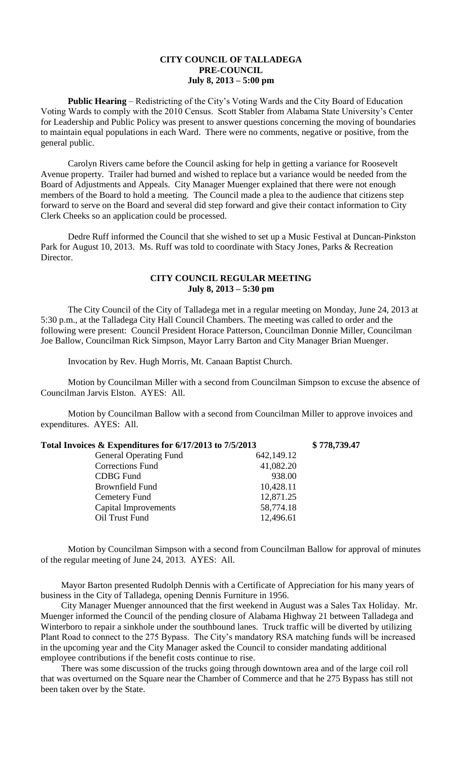**CITY COUNCIL OF TALLADEGA**
**PRE-COUNCIL**
**July 8, 2013 – 5:00 pm**

**Public Hearing** – Redistricting of the City's Voting Wards and the City Board of Education Voting Wards to comply with the 2010 Census. Scott Stabler from Alabama State University's Center for Leadership and Public Policy was present to answer questions concerning the moving of boundaries to maintain equal populations in each Ward. There were no comments, negative or positive, from the general public.

Carolyn Rivers came before the Council asking for help in getting a variance for Roosevelt Avenue property. Trailer had burned and wished to replace but a variance would be needed from the Board of Adjustments and Appeals. City Manager Muenger explained that there were not enough members of the Board to hold a meeting. The Council made a plea to the audience that citizens step forward to serve on the Board and several did step forward and give their contact information to City Clerk Cheeks so an application could be processed.

Dedre Ruff informed the Council that she wished to set up a Music Festival at Duncan-Pinkston Park for August 10, 2013. Ms. Ruff was told to coordinate with Stacy Jones, Parks & Recreation Director.

**CITY COUNCIL REGULAR MEETING**
**July 8, 2013 – 5:30 pm**

The City Council of the City of Talladega met in a regular meeting on Monday, June 24, 2013 at 5:30 p.m., at the Talladega City Hall Council Chambers. The meeting was called to order and the following were present: Council President Horace Patterson, Councilman Donnie Miller, Councilman Joe Ballow, Councilman Rick Simpson, Mayor Larry Barton and City Manager Brian Muenger.

Invocation by Rev. Hugh Morris, Mt. Canaan Baptist Church.

Motion by Councilman Miller with a second from Councilman Simpson to excuse the absence of Councilman Jarvis Elston. AYES: All.

Motion by Councilman Ballow with a second from Councilman Miller to approve invoices and expenditures. AYES: All.

| Total Invoices & Expenditures for 6/17/2013 to 7/5/2013 | | $ 778,739.47 |
|---|---|---|
| General Operating Fund | 642,149.12 | |
| Corrections Fund | 41,082.20 | |
| CDBG Fund | 938.00 | |
| Brownfield Fund | 10,428.11 | |
| Cemetery Fund | 12,871.25 | |
| Capital Improvements | 58,774.18 | |
| Oil Trust Fund | 12,496.61 | |

Motion by Councilman Simpson with a second from Councilman Ballow for approval of minutes of the regular meeting of June 24, 2013. AYES: All.

Mayor Barton presented Rudolph Dennis with a Certificate of Appreciation for his many years of business in the City of Talladega, opening Dennis Furniture in 1956.

City Manager Muenger announced that the first weekend in August was a Sales Tax Holiday. Mr. Muenger informed the Council of the pending closure of Alabama Highway 21 between Talladega and Winterboro to repair a sinkhole under the southbound lanes. Truck traffic will be diverted by utilizing Plant Road to connect to the 275 Bypass. The City's mandatory RSA matching funds will be increased in the upcoming year and the City Manager asked the Council to consider mandating additional employee contributions if the benefit costs continue to rise.

There was some discussion of the trucks going through downtown area and of the large coil roll that was overturned on the Square near the Chamber of Commerce and that he 275 Bypass has still not been taken over by the State.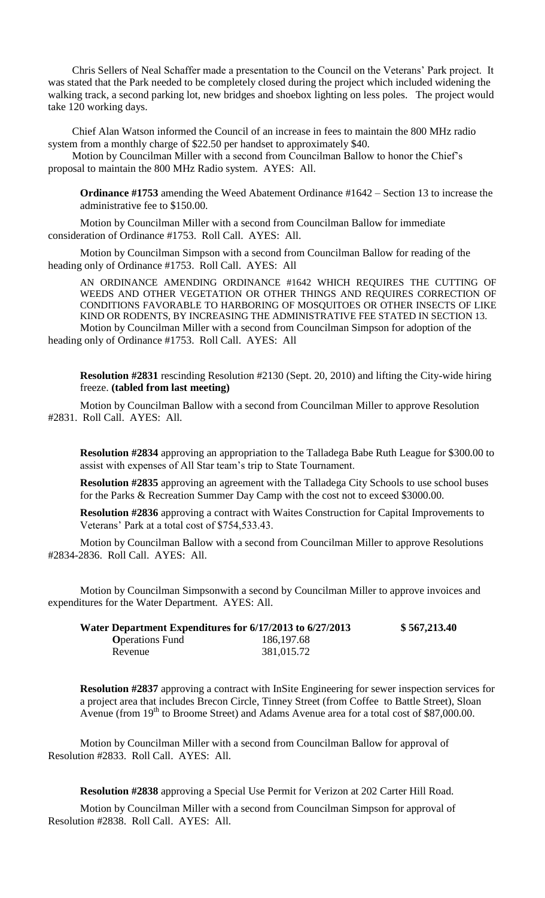Chris Sellers of Neal Schaffer made a presentation to the Council on the Veterans' Park project. It was stated that the Park needed to be completely closed during the project which included widening the walking track, a second parking lot, new bridges and shoebox lighting on less poles. The project would take 120 working days.

Chief Alan Watson informed the Council of an increase in fees to maintain the 800 MHz radio system from a monthly charge of $22.50 per handset to approximately $40.

Motion by Councilman Miller with a second from Councilman Ballow to honor the Chief's proposal to maintain the 800 MHz Radio system. AYES: All.

**Ordinance #1753** amending the Weed Abatement Ordinance #1642 – Section 13 to increase the administrative fee to $150.00.

Motion by Councilman Miller with a second from Councilman Ballow for immediate consideration of Ordinance #1753. Roll Call. AYES: All.

Motion by Councilman Simpson with a second from Councilman Ballow for reading of the heading only of Ordinance #1753. Roll Call. AYES: All

AN ORDINANCE AMENDING ORDINANCE #1642 WHICH REQUIRES THE CUTTING OF WEEDS AND OTHER VEGETATION OR OTHER THINGS AND REQUIRES CORRECTION OF CONDITIONS FAVORABLE TO HARBORING OF MOSQUITOES OR OTHER INSECTS OF LIKE KIND OR RODENTS, BY INCREASING THE ADMINISTRATIVE FEE STATED IN SECTION 13.

Motion by Councilman Miller with a second from Councilman Simpson for adoption of the heading only of Ordinance #1753. Roll Call. AYES: All

**Resolution #2831** rescinding Resolution #2130 (Sept. 20, 2010) and lifting the City-wide hiring freeze. **(tabled from last meeting)**

Motion by Councilman Ballow with a second from Councilman Miller to approve Resolution #2831. Roll Call. AYES: All.

**Resolution #2834** approving an appropriation to the Talladega Babe Ruth League for $300.00 to assist with expenses of All Star team's trip to State Tournament.

**Resolution #2835** approving an agreement with the Talladega City Schools to use school buses for the Parks & Recreation Summer Day Camp with the cost not to exceed $3000.00.

**Resolution #2836** approving a contract with Waites Construction for Capital Improvements to Veterans' Park at a total cost of $754,533.43.

Motion by Councilman Ballow with a second from Councilman Miller to approve Resolutions #2834-2836. Roll Call. AYES: All.

Motion by Councilman Simpsonwith a second by Councilman Miller to approve invoices and expenditures for the Water Department. AYES: All.

| Water Department Expenditures for 6/17/2013 to 6/27/2013 | | $ 567,213.40 |
|---|---|---|
| Operations Fund | 186,197.68 | |
| Revenue | 381,015.72 | |

**Resolution #2837** approving a contract with InSite Engineering for sewer inspection services for a project area that includes Brecon Circle, Tinney Street (from Coffee to Battle Street), Sloan Avenue (from 19th to Broome Street) and Adams Avenue area for a total cost of $87,000.00.

Motion by Councilman Miller with a second from Councilman Ballow for approval of Resolution #2833. Roll Call. AYES: All.

**Resolution #2838** approving a Special Use Permit for Verizon at 202 Carter Hill Road.

Motion by Councilman Miller with a second from Councilman Simpson for approval of Resolution #2838. Roll Call. AYES: All.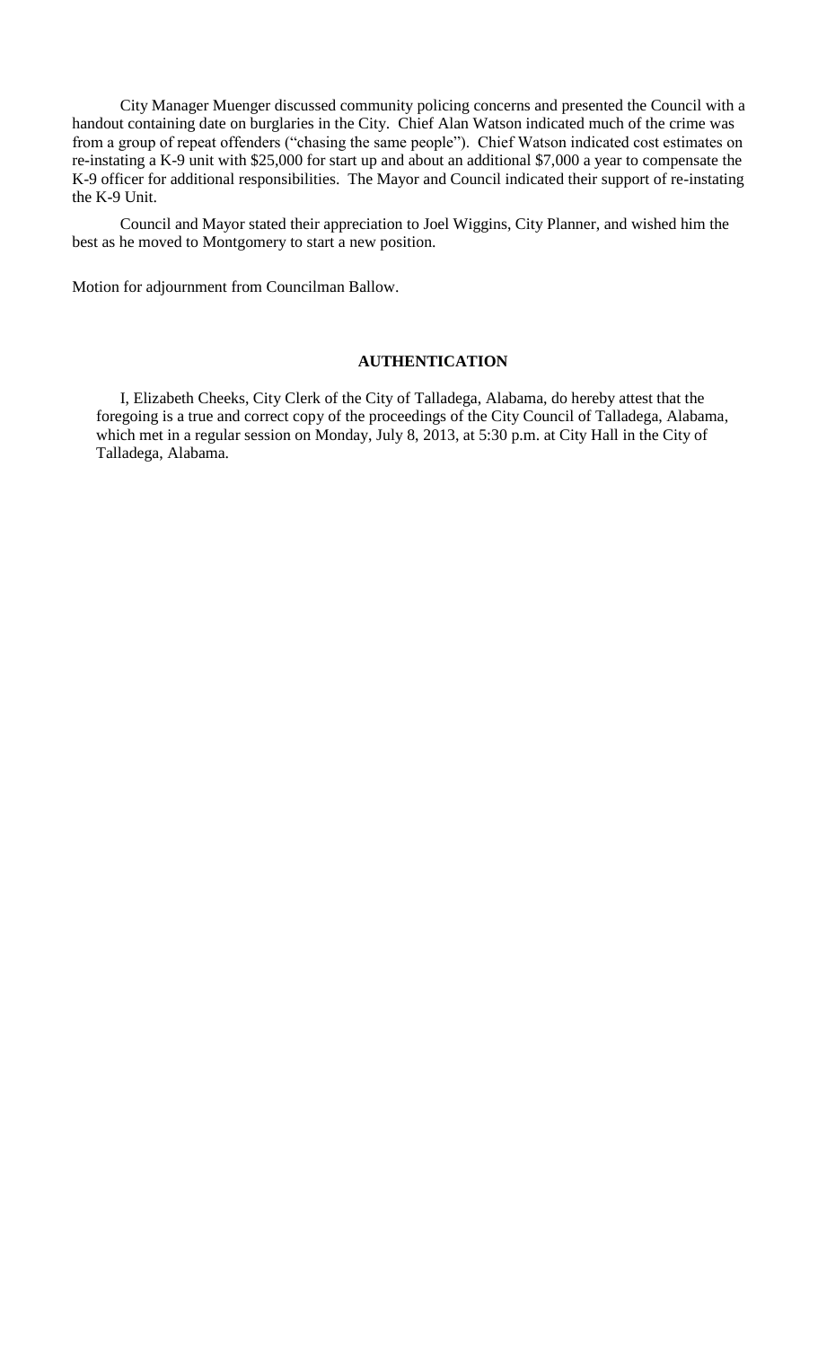City Manager Muenger discussed community policing concerns and presented the Council with a handout containing date on burglaries in the City. Chief Alan Watson indicated much of the crime was from a group of repeat offenders ("chasing the same people"). Chief Watson indicated cost estimates on re-instating a K-9 unit with $25,000 for start up and about an additional $7,000 a year to compensate the K-9 officer for additional responsibilities. The Mayor and Council indicated their support of re-instating the K-9 Unit.

Council and Mayor stated their appreciation to Joel Wiggins, City Planner, and wished him the best as he moved to Montgomery to start a new position.

Motion for adjournment from Councilman Ballow.

**AUTHENTICATION**

I, Elizabeth Cheeks, City Clerk of the City of Talladega, Alabama, do hereby attest that the foregoing is a true and correct copy of the proceedings of the City Council of Talladega, Alabama, which met in a regular session on Monday, July 8, 2013, at 5:30 p.m. at City Hall in the City of Talladega, Alabama.